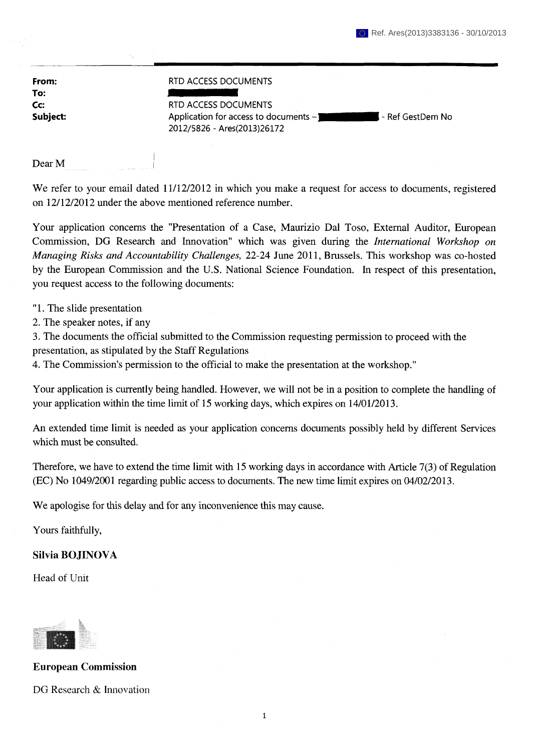Ref. Ares(2013)3383136 - 30/10/2013

| | |
|---|---|
| **From:** | RTD ACCESS DOCUMENTS |
| **To:** | |
| **Cc:** | RTD ACCESS DOCUMENTS |
| **Subject:** | Application for access to documents – - Ref GestDem No 2012/5826 - Ares(2013)26172 |

Dear M

We refer to your email dated 11/12/2012 in which you make a request for access to documents, registered on 12/12/2012 under the above mentioned reference number.

Your application concerns the "Presentation of a Case, Maurizio Dal Toso, External Auditor, European Commission, DG Research and Innovation" which was given during the *International Workshop on Managing Risks and Accountability Challenges,* 22-24 June 2011, Brussels. This workshop was co-hosted by the European Commission and the U.S. National Science Foundation. In respect of this presentation, you request access to the following documents:

"1. The slide presentation
2. The speaker notes, if any
3. The documents the official submitted to the Commission requesting permission to proceed with the presentation, as stipulated by the Staff Regulations
4. The Commission's permission to the official to make the presentation at the workshop."

Your application is currently being handled. However, we will not be in a position to complete the handling of your application within the time limit of 15 working days, which expires on 14/01/2013.

An extended time limit is needed as your application concerns documents possibly held by different Services which must be consulted.

Therefore, we have to extend the time limit with 15 working days in accordance with Article 7(3) of Regulation (EC) No 1049/2001 regarding public access to documents. The new time limit expires on 04/02/2013.

We apologise for this delay and for any inconvenience this may cause.

Yours faithfully,

**Silvia BOJINOVA**

Head of Unit

**European Commission**

DG Research & Innovation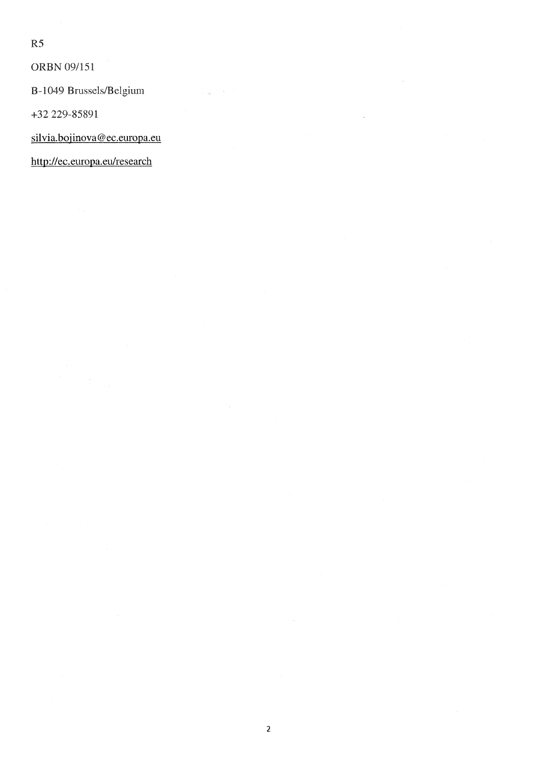R5

ORBN 09/151

B-1049 Brussels/Belgium

+32 229-85891

silvia.bojinova@ec.europa.eu

http://ec.europa.eu/research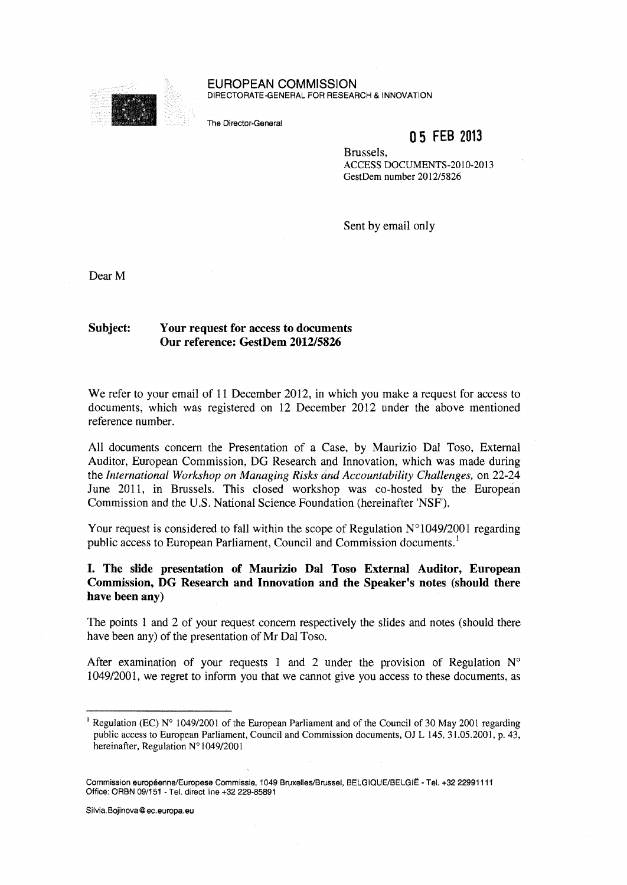EUROPEAN COMMISSION
DIRECTORATE-GENERAL FOR RESEARCH & INNOVATION

The Director-General

**05 FEB 2013**

Brussels,
ACCESS DOCUMENTS-2010-2013
GestDem number 2012/5826

Sent by email only

Dear M

**Subject: Your request for access to documents**
**Our reference: GestDem 2012/5826**

We refer to your email of 11 December 2012, in which you make a request for access to documents, which was registered on 12 December 2012 under the above mentioned reference number.

All documents concern the Presentation of a Case, by Maurizio Dal Toso, External Auditor, European Commission, DG Research and Innovation, which was made during the *International Workshop on Managing Risks and Accountability Challenges,* on 22-24 June 2011, in Brussels. This closed workshop was co-hosted by the European Commission and the U.S. National Science Foundation (hereinafter 'NSF').

Your request is considered to fall within the scope of Regulation N°1049/2001 regarding public access to European Parliament, Council and Commission documents.[1]

## I. The slide presentation of Maurizio Dal Toso External Auditor, European Commission, DG Research and Innovation and the Speaker's notes (should there have been any)

The points 1 and 2 of your request concern respectively the slides and notes (should there have been any) of the presentation of Mr Dal Toso.

After examination of your requests 1 and 2 under the provision of Regulation N° 1049/2001, we regret to inform you that we cannot give you access to these documents, as

[1] Regulation (EC) N° 1049/2001 of the European Parliament and of the Council of 30 May 2001 regarding public access to European Parliament, Council and Commission documents, OJ L 145, 31.05.2001, p. 43, hereinafter, Regulation N°1049/2001

Commission européenne/Europese Commissie, 1049 Bruxelles/Brussel, BELGIQUE/BELGIË - Tel. +32 22991111
Office: ORBN 09/151 - Tel. direct line +32 229-85891

Silvia.Bojinova@ec.europa.eu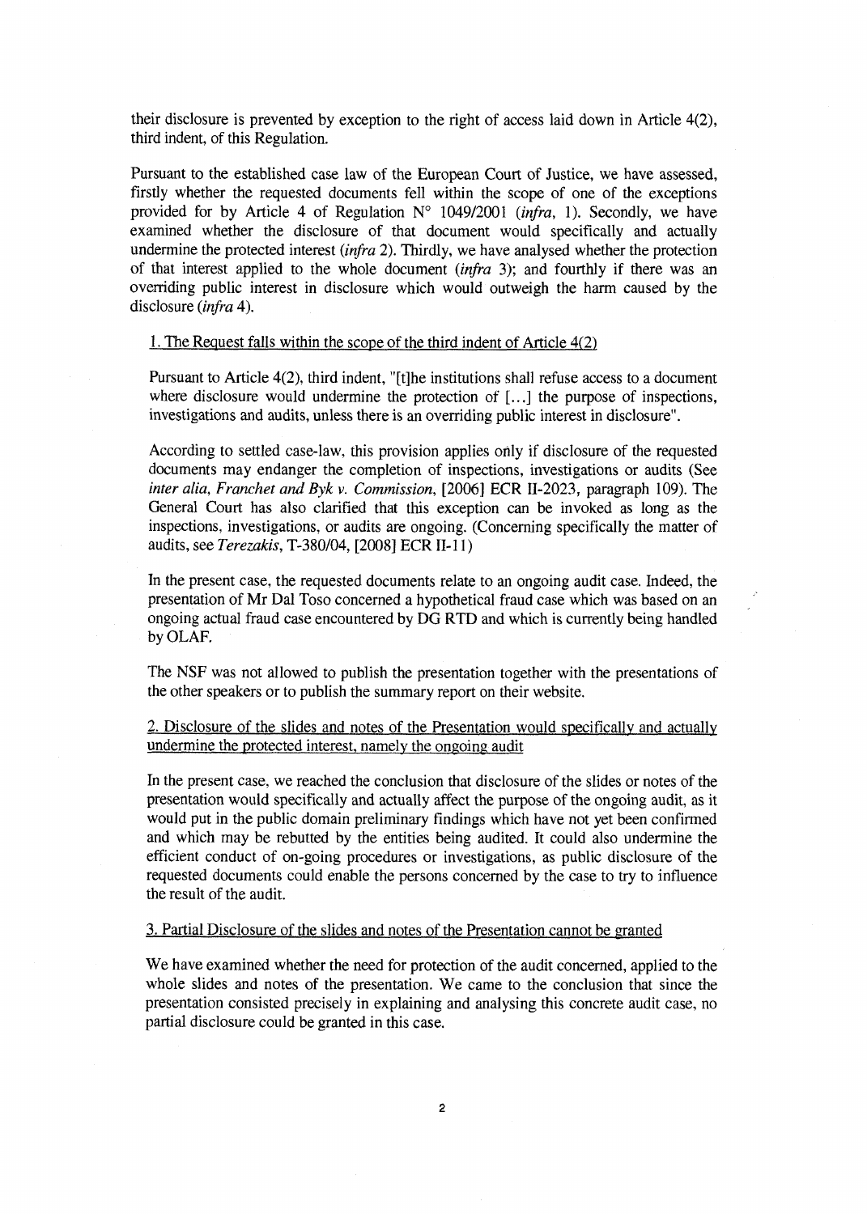their disclosure is prevented by exception to the right of access laid down in Article 4(2), third indent, of this Regulation.

Pursuant to the established case law of the European Court of Justice, we have assessed, firstly whether the requested documents fell within the scope of one of the exceptions provided for by Article 4 of Regulation N° 1049/2001 (*infra*, 1). Secondly, we have examined whether the disclosure of that document would specifically and actually undermine the protected interest (*infra* 2). Thirdly, we have analysed whether the protection of that interest applied to the whole document (*infra* 3); and fourthly if there was an overriding public interest in disclosure which would outweigh the harm caused by the disclosure (*infra* 4).

1. The Request falls within the scope of the third indent of Article 4(2)

Pursuant to Article 4(2), third indent, "[t]he institutions shall refuse access to a document where disclosure would undermine the protection of [...] the purpose of inspections, investigations and audits, unless there is an overriding public interest in disclosure".

According to settled case-law, this provision applies only if disclosure of the requested documents may endanger the completion of inspections, investigations or audits (See *inter alia, Franchet and Byk v. Commission*, [2006] ECR II-2023, paragraph 109). The General Court has also clarified that this exception can be invoked as long as the inspections, investigations, or audits are ongoing. (Concerning specifically the matter of audits, see *Terezakis*, T-380/04, [2008] ECR II-11)

In the present case, the requested documents relate to an ongoing audit case. Indeed, the presentation of Mr Dal Toso concerned a hypothetical fraud case which was based on an ongoing actual fraud case encountered by DG RTD and which is currently being handled by OLAF.

The NSF was not allowed to publish the presentation together with the presentations of the other speakers or to publish the summary report on their website.

2. Disclosure of the slides and notes of the Presentation would specifically and actually undermine the protected interest, namely the ongoing audit

In the present case, we reached the conclusion that disclosure of the slides or notes of the presentation would specifically and actually affect the purpose of the ongoing audit, as it would put in the public domain preliminary findings which have not yet been confirmed and which may be rebutted by the entities being audited. It could also undermine the efficient conduct of on-going procedures or investigations, as public disclosure of the requested documents could enable the persons concerned by the case to try to influence the result of the audit.

3. Partial Disclosure of the slides and notes of the Presentation cannot be granted

We have examined whether the need for protection of the audit concerned, applied to the whole slides and notes of the presentation. We came to the conclusion that since the presentation consisted precisely in explaining and analysing this concrete audit case, no partial disclosure could be granted in this case.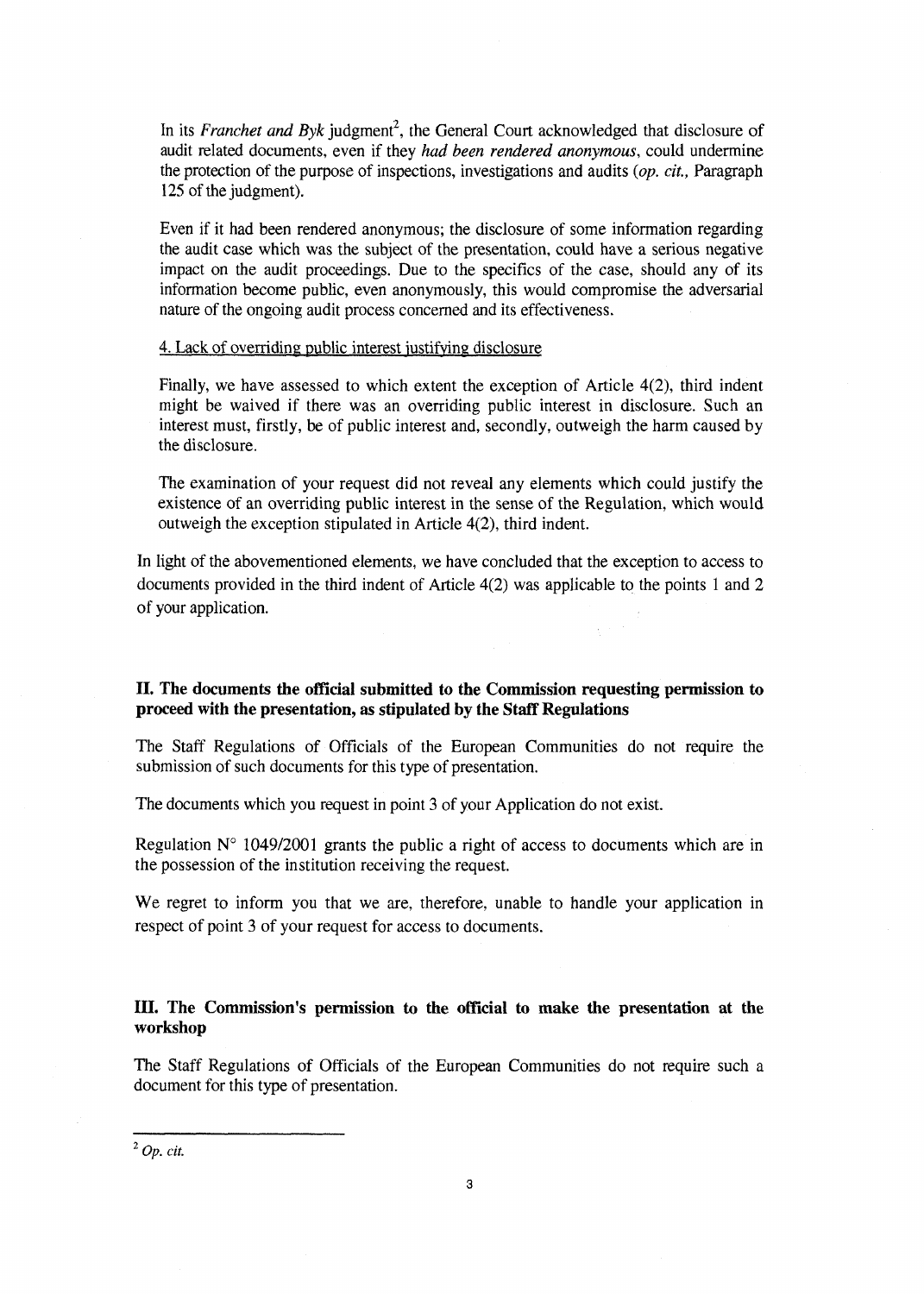In its *Franchet and Byk* judgment[2], the General Court acknowledged that disclosure of audit related documents, even if they *had been rendered anonymous*, could undermine the protection of the purpose of inspections, investigations and audits (*op. cit.*, Paragraph 125 of the judgment).

Even if it had been rendered anonymous; the disclosure of some information regarding the audit case which was the subject of the presentation, could have a serious negative impact on the audit proceedings. Due to the specifics of the case, should any of its information become public, even anonymously, this would compromise the adversarial nature of the ongoing audit process concerned and its effectiveness.

4. Lack of overriding public interest justifying disclosure

Finally, we have assessed to which extent the exception of Article 4(2), third indent might be waived if there was an overriding public interest in disclosure. Such an interest must, firstly, be of public interest and, secondly, outweigh the harm caused by the disclosure.

The examination of your request did not reveal any elements which could justify the existence of an overriding public interest in the sense of the Regulation, which would outweigh the exception stipulated in Article 4(2), third indent.

In light of the abovementioned elements, we have concluded that the exception to access to documents provided in the third indent of Article 4(2) was applicable to the points 1 and 2 of your application.

## II. The documents the official submitted to the Commission requesting permission to proceed with the presentation, as stipulated by the Staff Regulations

The Staff Regulations of Officials of the European Communities do not require the submission of such documents for this type of presentation.

The documents which you request in point 3 of your Application do not exist.

Regulation N° 1049/2001 grants the public a right of access to documents which are in the possession of the institution receiving the request.

We regret to inform you that we are, therefore, unable to handle your application in respect of point 3 of your request for access to documents.

## III. The Commission's permission to the official to make the presentation at the workshop

The Staff Regulations of Officials of the European Communities do not require such a document for this type of presentation.

[2] *Op. cit.*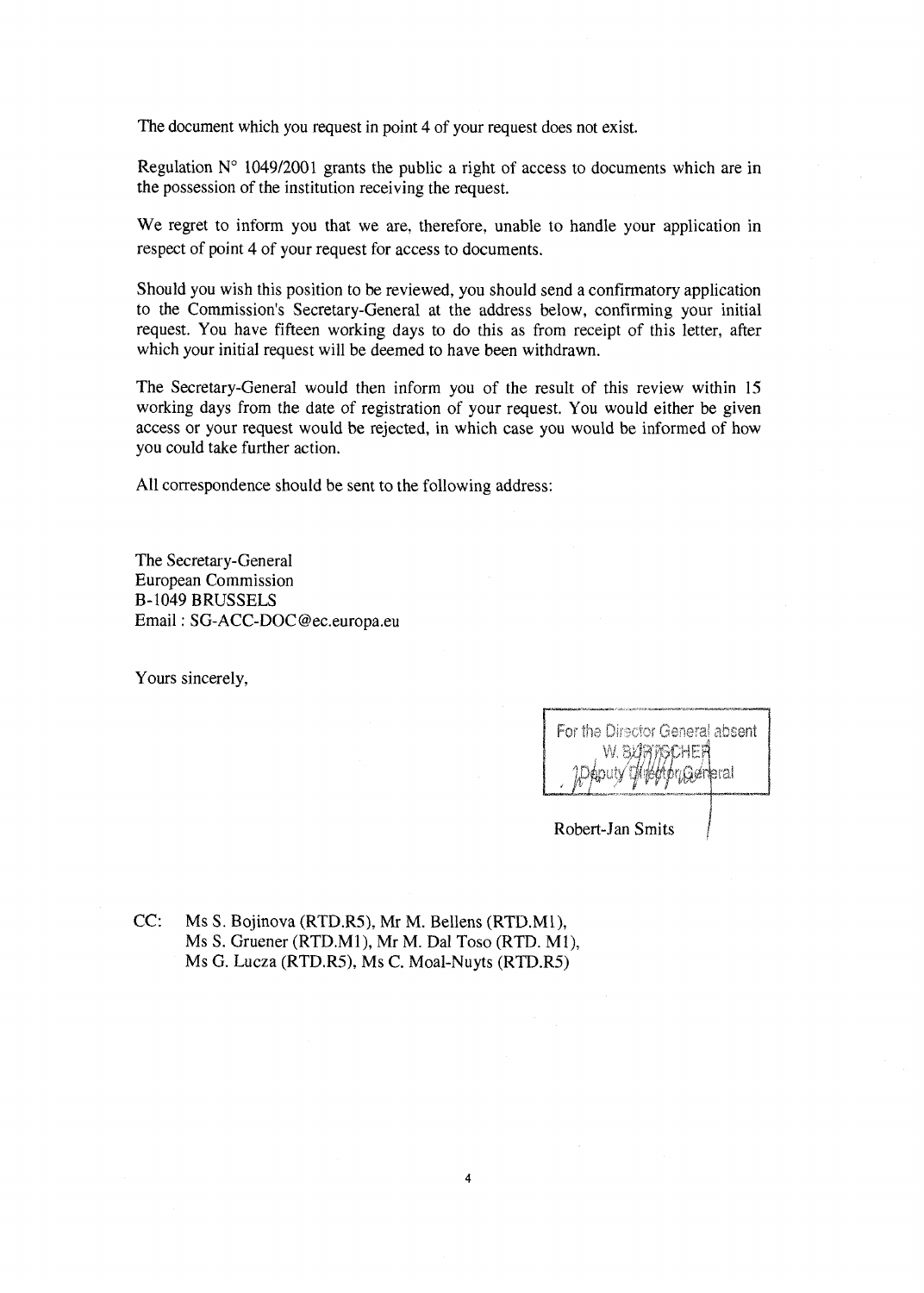The document which you request in point 4 of your request does not exist.

Regulation N° 1049/2001 grants the public a right of access to documents which are in the possession of the institution receiving the request.

We regret to inform you that we are, therefore, unable to handle your application in respect of point 4 of your request for access to documents.

Should you wish this position to be reviewed, you should send a confirmatory application to the Commission's Secretary-General at the address below, confirming your initial request. You have fifteen working days to do this as from receipt of this letter, after which your initial request will be deemed to have been withdrawn.

The Secretary-General would then inform you of the result of this review within 15 working days from the date of registration of your request. You would either be given access or your request would be rejected, in which case you would be informed of how you could take further action.

All correspondence should be sent to the following address:

The Secretary-General
European Commission
B-1049 BRUSSELS
Email : SG-ACC-DOC@ec.europa.eu

Yours sincerely,

For the Director General absent
W. BURTSCHER
Deputy Director General

Robert-Jan Smits

CC: Ms S. Bojinova (RTD.R5), Mr M. Bellens (RTD.M1), Ms S. Gruener (RTD.M1), Mr M. Dal Toso (RTD. M1), Ms G. Lucza (RTD.R5), Ms C. Moal-Nuyts (RTD.R5)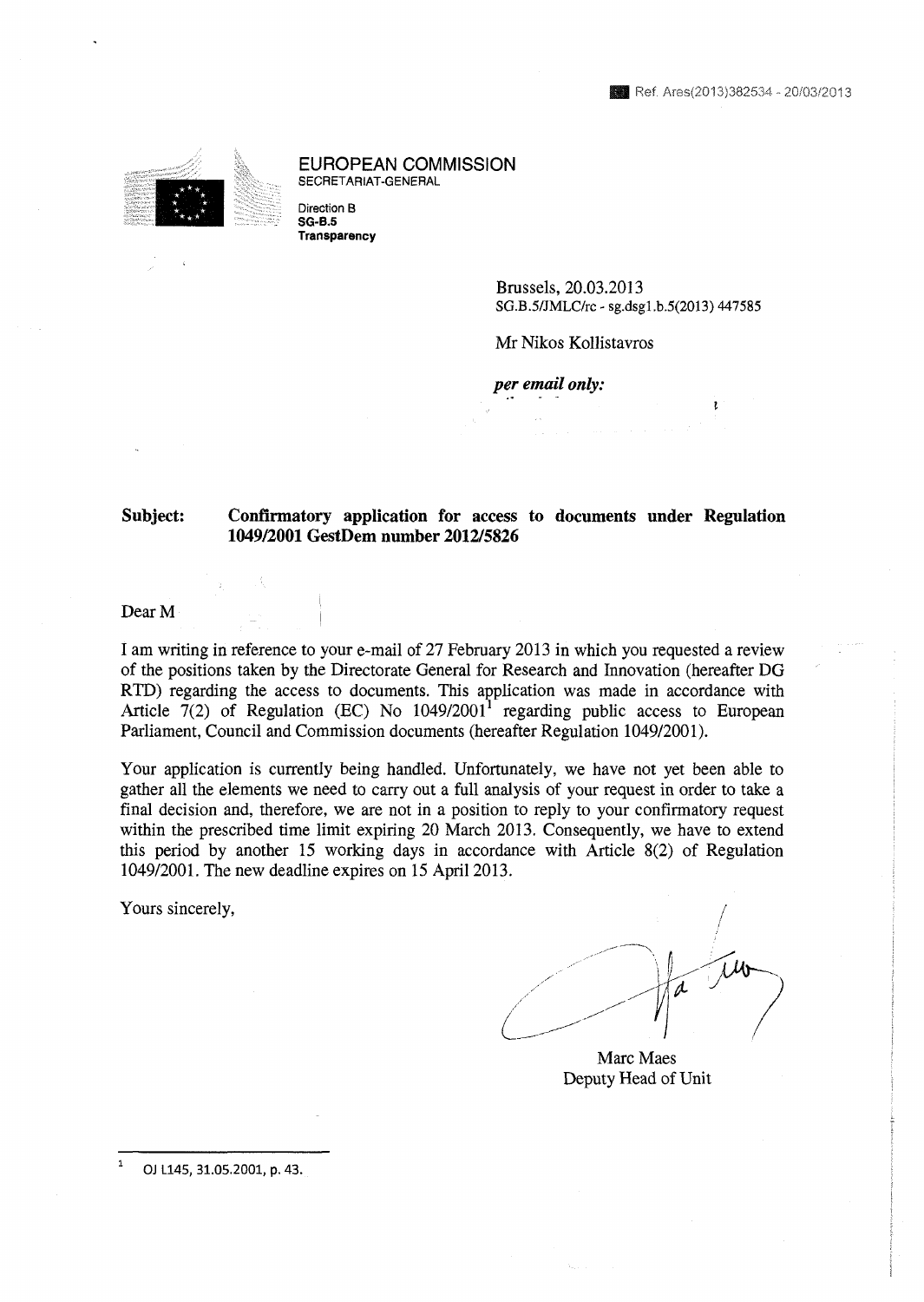Ref. Ares(2013)382534 - 20/03/2013

**EUROPEAN COMMISSION**
SECRETARIAT-GENERAL

Direction B
**SG-B.5**
**Transparency**

Brussels, 20.03.2013
SG.B.5/JMLC/rc - sg.dsg1.b.5(2013) 447585

Mr Nikos Kollistavros

***per email only:***

**Subject: Confirmatory application for access to documents under Regulation 1049/2001 GestDem number 2012/5826**

Dear M

I am writing in reference to your e-mail of 27 February 2013 in which you requested a review of the positions taken by the Directorate General for Research and Innovation (hereafter DG RTD) regarding the access to documents. This application was made in accordance with Article 7(2) of Regulation (EC) No 1049/2001[1] regarding public access to European Parliament, Council and Commission documents (hereafter Regulation 1049/2001).

Your application is currently being handled. Unfortunately, we have not yet been able to gather all the elements we need to carry out a full analysis of your request in order to take a final decision and, therefore, we are not in a position to reply to your confirmatory request within the prescribed time limit expiring 20 March 2013. Consequently, we have to extend this period by another 15 working days in accordance with Article 8(2) of Regulation 1049/2001. The new deadline expires on 15 April 2013.

Yours sincerely,

Marc Maes
Deputy Head of Unit

---

[1] OJ L145, 31.05.2001, p. 43.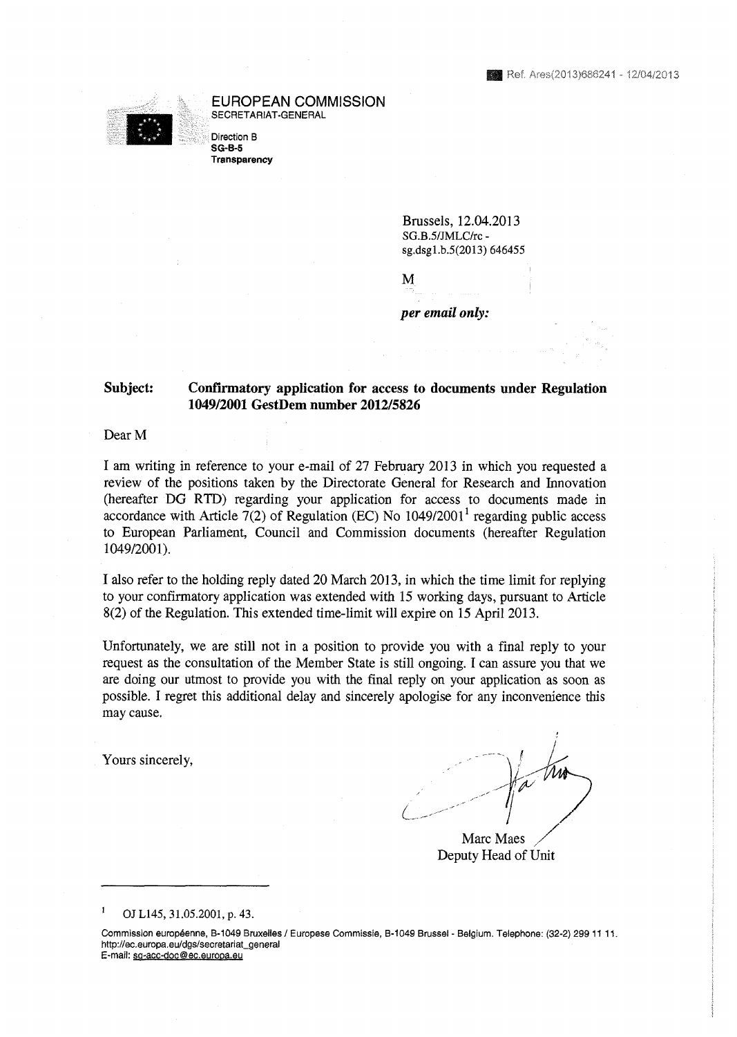Ref. Ares(2013)686241 - 12/04/2013

EUROPEAN COMMISSION
SECRETARIAT-GENERAL

Direction B
**SG-B-5**
**Transparency**

Brussels, 12.04.2013
SG.B.5/JMLC/rc -
sg.dsg1.b.5(2013) 646455

M

***per email only:***

**Subject: Confirmatory application for access to documents under Regulation 1049/2001 GestDem number 2012/5826**

Dear M

I am writing in reference to your e-mail of 27 February 2013 in which you requested a review of the positions taken by the Directorate General for Research and Innovation (hereafter DG RTD) regarding your application for access to documents made in accordance with Article 7(2) of Regulation (EC) No 1049/2001[1] regarding public access to European Parliament, Council and Commission documents (hereafter Regulation 1049/2001).

I also refer to the holding reply dated 20 March 2013, in which the time limit for replying to your confirmatory application was extended with 15 working days, pursuant to Article 8(2) of the Regulation. This extended time-limit will expire on 15 April 2013.

Unfortunately, we are still not in a position to provide you with a final reply to your request as the consultation of the Member State is still ongoing. I can assure you that we are doing our utmost to provide you with the final reply on your application as soon as possible. I regret this additional delay and sincerely apologise for any inconvenience this may cause.

Yours sincerely,

Marc Maes
Deputy Head of Unit

---

[1] OJ L145, 31.05.2001, p. 43.

Commission européenne, B-1049 Bruxelles / Europese Commissie, B-1049 Brussel - Belgium. Telephone: (32-2) 299 11 11.
http://ec.europa.eu/dgs/secretariat_general
E-mail: sg-acc-doc@ec.europa.eu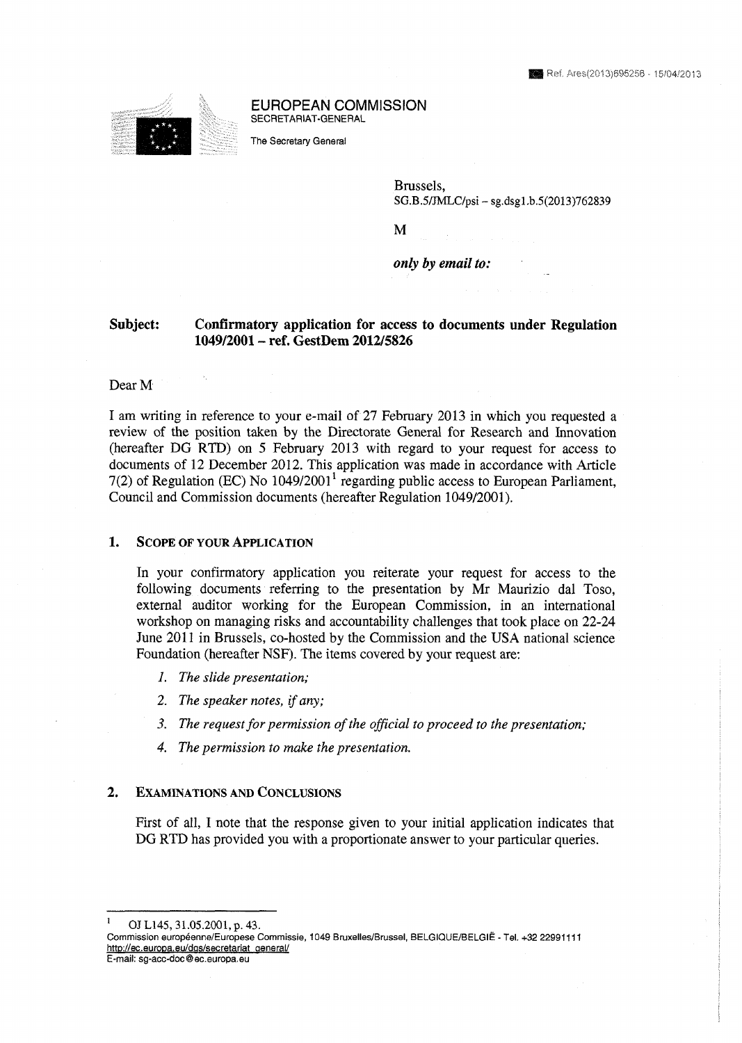Ref. Ares(2013)695256 - 15/04/2013

**EUROPEAN COMMISSION**
SECRETARIAT-GENERAL

The Secretary General

Brussels,
SG.B.5/JMLC/psi – sg.dsg1.b.5(2013)762839

M

***only by email to:***

**Subject: Confirmatory application for access to documents under Regulation 1049/2001 – ref. GestDem 2012/5826**

Dear M

I am writing in reference to your e-mail of 27 February 2013 in which you requested a review of the position taken by the Directorate General for Research and Innovation (hereafter DG RTD) on 5 February 2013 with regard to your request for access to documents of 12 December 2012. This application was made in accordance with Article 7(2) of Regulation (EC) No 1049/2001[1] regarding public access to European Parliament, Council and Commission documents (hereafter Regulation 1049/2001).

## 1. Scope of your Application

In your confirmatory application you reiterate your request for access to the following documents referring to the presentation by Mr Maurizio dal Toso, external auditor working for the European Commission, in an international workshop on managing risks and accountability challenges that took place on 22-24 June 2011 in Brussels, co-hosted by the Commission and the USA national science Foundation (hereafter NSF). The items covered by your request are:

1. *The slide presentation;*
2. *The speaker notes, if any;*
3. *The request for permission of the official to proceed to the presentation;*
4. *The permission to make the presentation.*

## 2. Examinations and Conclusions

First of all, I note that the response given to your initial application indicates that DG RTD has provided you with a proportionate answer to your particular queries.

---

[1] OJ L145, 31.05.2001, p. 43.

Commission européenne/Europese Commissie, 1049 Bruxelles/Brussel, BELGIQUE/BELGIË - Tel. +32 22991111
http://ec.europa.eu/dgs/secretariat_general/
E-mail: sg-acc-doc@ec.europa.eu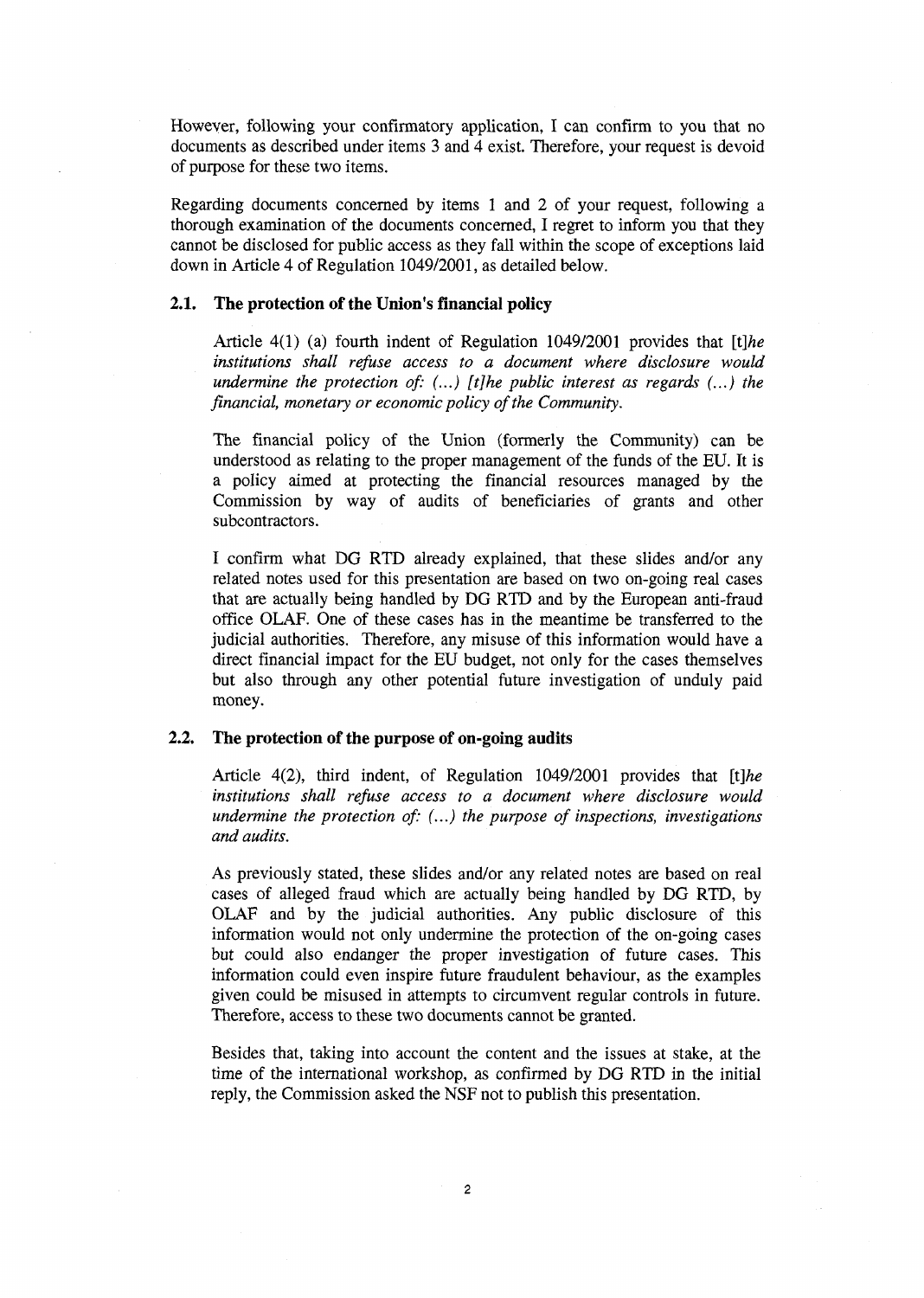However, following your confirmatory application, I can confirm to you that no documents as described under items 3 and 4 exist. Therefore, your request is devoid of purpose for these two items.

Regarding documents concerned by items 1 and 2 of your request, following a thorough examination of the documents concerned, I regret to inform you that they cannot be disclosed for public access as they fall within the scope of exceptions laid down in Article 4 of Regulation 1049/2001, as detailed below.

### 2.1. The protection of the Union's financial policy

Article 4(1) (a) fourth indent of Regulation 1049/2001 provides that [t]*he institutions shall refuse access to a document where disclosure would undermine the protection of: (...) [t]he public interest as regards (...) the financial, monetary or economic policy of the Community.*

The financial policy of the Union (formerly the Community) can be understood as relating to the proper management of the funds of the EU. It is a policy aimed at protecting the financial resources managed by the Commission by way of audits of beneficiaries of grants and other subcontractors.

I confirm what DG RTD already explained, that these slides and/or any related notes used for this presentation are based on two on-going real cases that are actually being handled by DG RTD and by the European anti-fraud office OLAF. One of these cases has in the meantime be transferred to the judicial authorities. Therefore, any misuse of this information would have a direct financial impact for the EU budget, not only for the cases themselves but also through any other potential future investigation of unduly paid money.

### 2.2. The protection of the purpose of on-going audits

Article 4(2), third indent, of Regulation 1049/2001 provides that [t]*he institutions shall refuse access to a document where disclosure would undermine the protection of: (...) the purpose of inspections, investigations and audits.*

As previously stated, these slides and/or any related notes are based on real cases of alleged fraud which are actually being handled by DG RTD, by OLAF and by the judicial authorities. Any public disclosure of this information would not only undermine the protection of the on-going cases but could also endanger the proper investigation of future cases. This information could even inspire future fraudulent behaviour, as the examples given could be misused in attempts to circumvent regular controls in future. Therefore, access to these two documents cannot be granted.

Besides that, taking into account the content and the issues at stake, at the time of the international workshop, as confirmed by DG RTD in the initial reply, the Commission asked the NSF not to publish this presentation.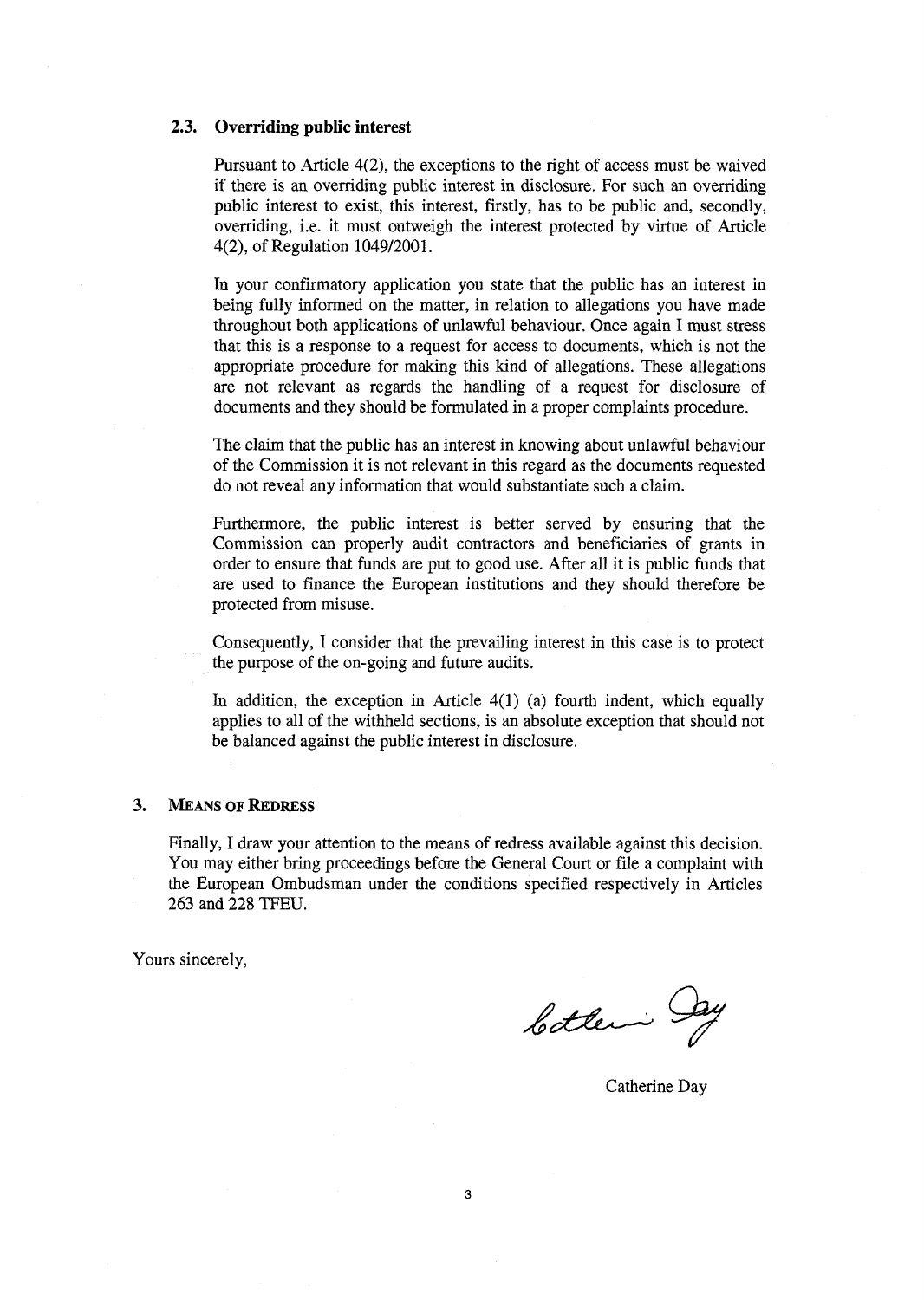### 2.3. Overriding public interest

Pursuant to Article 4(2), the exceptions to the right of access must be waived if there is an overriding public interest in disclosure. For such an overriding public interest to exist, this interest, firstly, has to be public and, secondly, overriding, i.e. it must outweigh the interest protected by virtue of Article 4(2), of Regulation 1049/2001.

In your confirmatory application you state that the public has an interest in being fully informed on the matter, in relation to allegations you have made throughout both applications of unlawful behaviour. Once again I must stress that this is a response to a request for access to documents, which is not the appropriate procedure for making this kind of allegations. These allegations are not relevant as regards the handling of a request for disclosure of documents and they should be formulated in a proper complaints procedure.

The claim that the public has an interest in knowing about unlawful behaviour of the Commission it is not relevant in this regard as the documents requested do not reveal any information that would substantiate such a claim.

Furthermore, the public interest is better served by ensuring that the Commission can properly audit contractors and beneficiaries of grants in order to ensure that funds are put to good use. After all it is public funds that are used to finance the European institutions and they should therefore be protected from misuse.

Consequently, I consider that the prevailing interest in this case is to protect the purpose of the on-going and future audits.

In addition, the exception in Article 4(1) (a) fourth indent, which equally applies to all of the withheld sections, is an absolute exception that should not be balanced against the public interest in disclosure.

## 3. Means of Redress

Finally, I draw your attention to the means of redress available against this decision. You may either bring proceedings before the General Court or file a complaint with the European Ombudsman under the conditions specified respectively in Articles 263 and 228 TFEU.

Yours sincerely,

Catherine Day